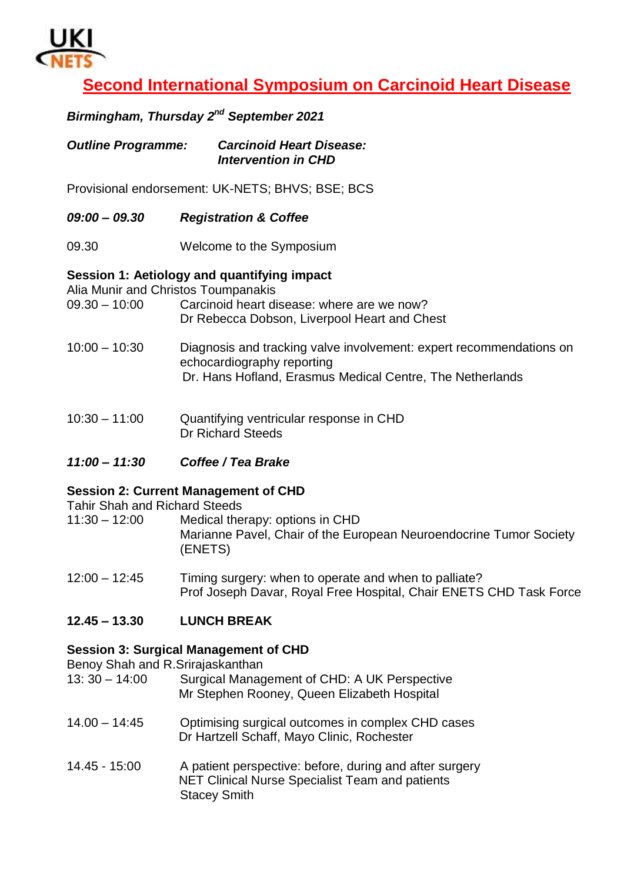UKI NETS

# Second International Symposium on Carcinoid Heart Disease

***Birmingham, Thursday 2nd September 2021***

***Outline Programme:*** ***Carcinoid Heart Disease: Intervention in CHD***

Provisional endorsement: UK-NETS; BHVS; BSE; BCS

***09:00 – 09.30*** ***Registration & Coffee***

09.30 Welcome to the Symposium

**Session 1: Aetiology and quantifying impact**
Alia Munir and Christos Toumpanakis

09.30 – 10:00 Carcinoid heart disease: where are we now?
Dr Rebecca Dobson, Liverpool Heart and Chest

10:00 – 10:30 Diagnosis and tracking valve involvement: expert recommendations on echocardiography reporting
Dr. Hans Hofland, Erasmus Medical Centre, The Netherlands

10:30 – 11:00 Quantifying ventricular response in CHD
Dr Richard Steeds

***11:00 – 11:30*** ***Coffee / Tea Brake***

**Session 2: Current Management of CHD**
Tahir Shah and Richard Steeds

11:30 – 12:00 Medical therapy: options in CHD
Marianne Pavel, Chair of the European Neuroendocrine Tumor Society (ENETS)

12:00 – 12:45 Timing surgery: when to operate and when to palliate?
Prof Joseph Davar, Royal Free Hospital, Chair ENETS CHD Task Force

**12.45 – 13.30** **LUNCH BREAK**

**Session 3: Surgical Management of CHD**
Benoy Shah and R.Srirajaskanthan

13: 30 – 14:00 Surgical Management of CHD: A UK Perspective
Mr Stephen Rooney, Queen Elizabeth Hospital

14.00 – 14:45 Optimising surgical outcomes in complex CHD cases
Dr Hartzell Schaff, Mayo Clinic, Rochester

14.45 - 15:00 A patient perspective: before, during and after surgery
NET Clinical Nurse Specialist Team and patients
Stacey Smith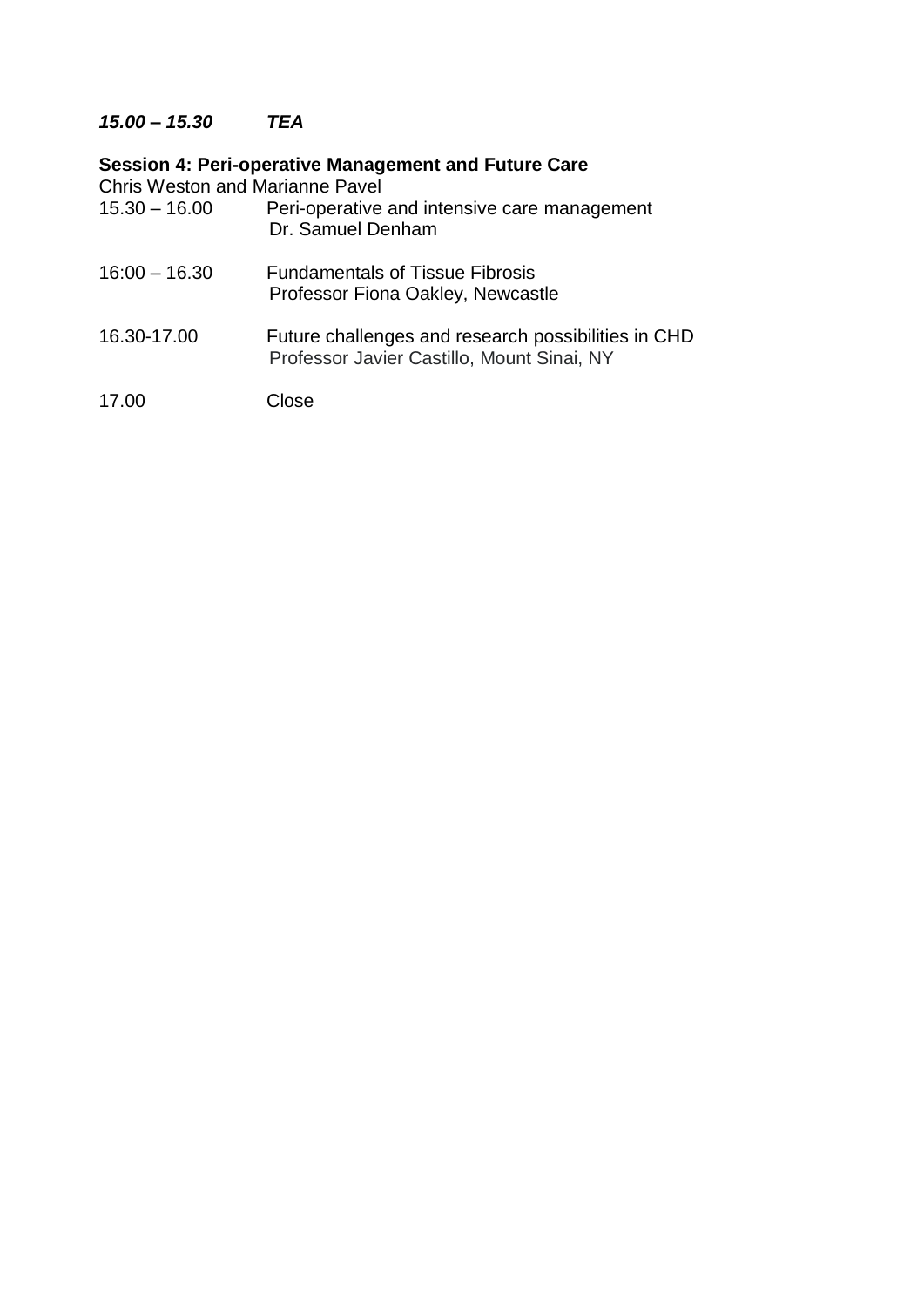***15.00 – 15.30 TEA***

**Session 4: Peri-operative Management and Future Care**

Chris Weston and Marianne Pavel

15.30 – 16.00 Peri-operative and intensive care management
Dr. Samuel Denham

16:00 – 16.30 Fundamentals of Tissue Fibrosis
Professor Fiona Oakley, Newcastle

16.30-17.00 Future challenges and research possibilities in CHD
Professor Javier Castillo, Mount Sinai, NY

17.00 Close